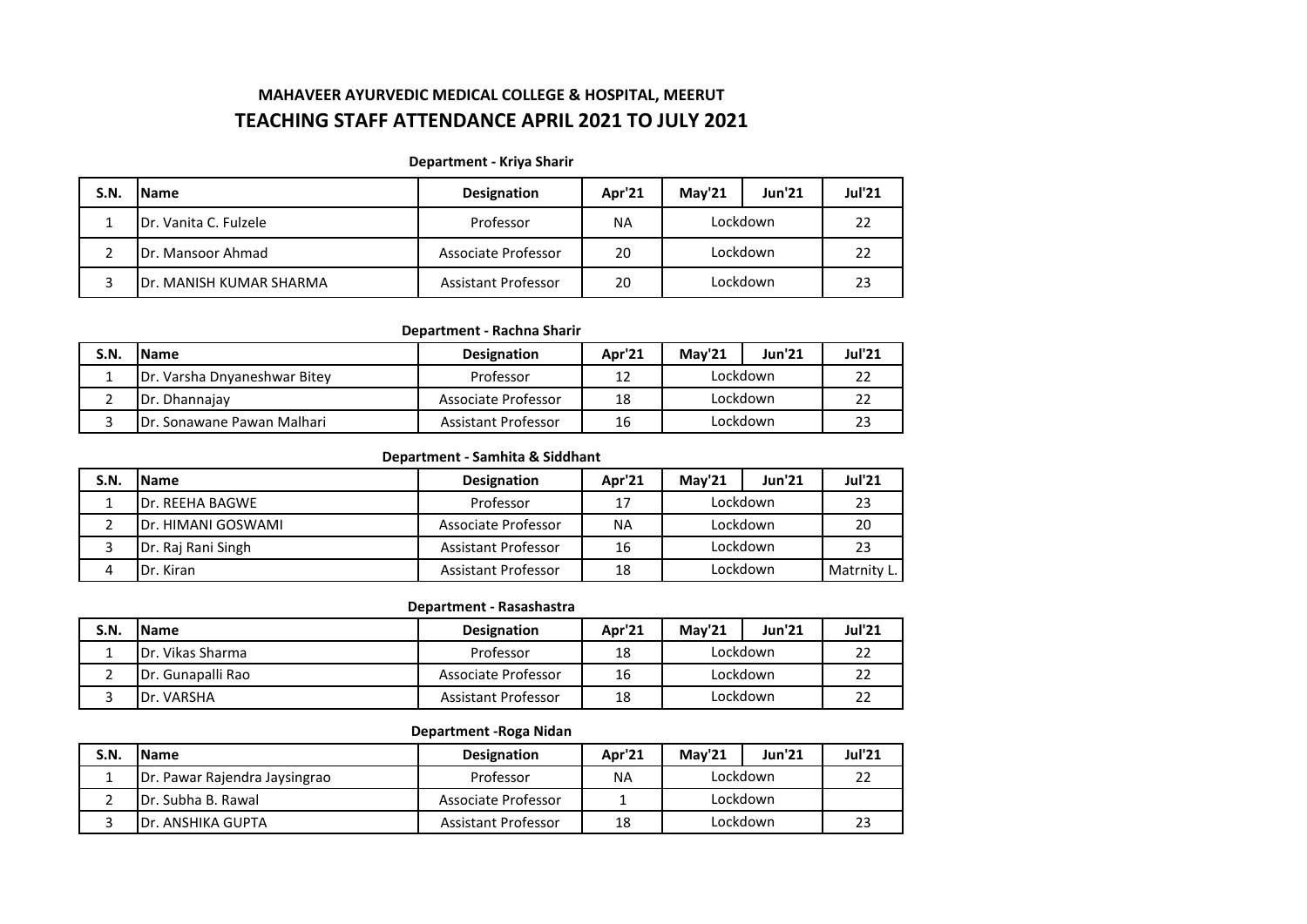## MAHAVEER AYURVEDIC MEDICAL COLLEGE & HOSPITAL, MEERUT

## TEACHING STAFF ATTENDANCE APRIL 2021 TO JULY 2021

**Department - Kriya Sharir**

| S.N. | Name | Designation | Apr'21 | May'21 | Jun'21 | Jul'21 |
|---|---|---|---|---|---|---|
| 1 | Dr. Vanita C. Fulzele | Professor | NA | Lockdown | | 22 |
| 2 | Dr. Mansoor Ahmad | Associate Professor | 20 | Lockdown | | 22 |
| 3 | Dr. MANISH KUMAR SHARMA | Assistant Professor | 20 | Lockdown | | 23 |

**Department - Rachna Sharir**

| S.N. | Name | Designation | Apr'21 | May'21 | Jun'21 | Jul'21 |
|---|---|---|---|---|---|---|
| 1 | Dr. Varsha Dnyaneshwar Bitey | Professor | 12 | Lockdown | | 22 |
| 2 | Dr. Dhannajay | Associate Professor | 18 | Lockdown | | 22 |
| 3 | Dr. Sonawane Pawan Malhari | Assistant Professor | 16 | Lockdown | | 23 |

**Department - Samhita & Siddhant**

| S.N. | Name | Designation | Apr'21 | May'21 | Jun'21 | Jul'21 |
|---|---|---|---|---|---|---|
| 1 | Dr. REEHA BAGWE | Professor | 17 | Lockdown | | 23 |
| 2 | Dr. HIMANI GOSWAMI | Associate Professor | NA | Lockdown | | 20 |
| 3 | Dr. Raj Rani Singh | Assistant Professor | 16 | Lockdown | | 23 |
| 4 | Dr. Kiran | Assistant Professor | 18 | Lockdown | | Matrnity L. |

**Department - Rasashastra**

| S.N. | Name | Designation | Apr'21 | May'21 | Jun'21 | Jul'21 |
|---|---|---|---|---|---|---|
| 1 | Dr. Vikas Sharma | Professor | 18 | Lockdown | | 22 |
| 2 | Dr. Gunapalli Rao | Associate Professor | 16 | Lockdown | | 22 |
| 3 | Dr. VARSHA | Assistant Professor | 18 | Lockdown | | 22 |

**Department -Roga Nidan**

| S.N. | Name | Designation | Apr'21 | May'21 | Jun'21 | Jul'21 |
|---|---|---|---|---|---|---|
| 1 | Dr. Pawar Rajendra Jaysingrao | Professor | NA | Lockdown | | 22 |
| 2 | Dr. Subha B. Rawal | Associate Professor | 1 | Lockdown | | |
| 3 | Dr. ANSHIKA GUPTA | Assistant Professor | 18 | Lockdown | | 23 |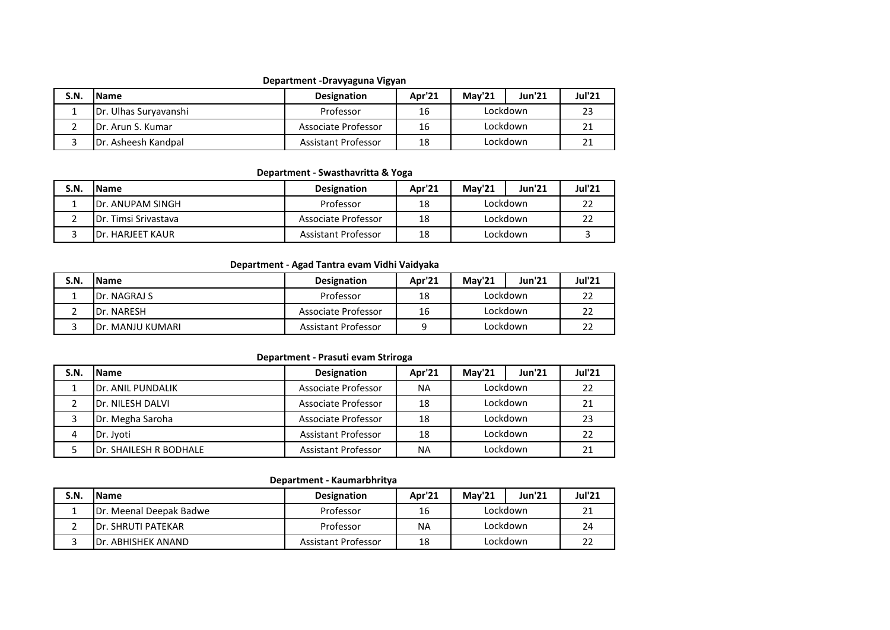**Department -Dravyaguna Vigyan**

| S.N. | Name | Designation | Apr'21 | May'21 | Jun'21 | Jul'21 |
|---|---|---|---|---|---|---|
| 1 | Dr. Ulhas Suryavanshi | Professor | 16 | Lockdown | | 23 |
| 2 | Dr. Arun S. Kumar | Associate Professor | 16 | Lockdown | | 21 |
| 3 | Dr. Asheesh Kandpal | Assistant Professor | 18 | Lockdown | | 21 |

**Department - Swasthavritta & Yoga**

| S.N. | Name | Designation | Apr'21 | May'21 | Jun'21 | Jul'21 |
|---|---|---|---|---|---|---|
| 1 | Dr. ANUPAM SINGH | Professor | 18 | Lockdown | | 22 |
| 2 | Dr. Timsi Srivastava | Associate Professor | 18 | Lockdown | | 22 |
| 3 | Dr. HARJEET KAUR | Assistant Professor | 18 | Lockdown | | 3 |

**Department - Agad Tantra evam Vidhi Vaidyaka**

| S.N. | Name | Designation | Apr'21 | May'21 | Jun'21 | Jul'21 |
|---|---|---|---|---|---|---|
| 1 | Dr. NAGRAJ S | Professor | 18 | Lockdown | | 22 |
| 2 | Dr. NARESH | Associate Professor | 16 | Lockdown | | 22 |
| 3 | Dr. MANJU KUMARI | Assistant Professor | 9 | Lockdown | | 22 |

**Department - Prasuti evam Striroga**

| S.N. | Name | Designation | Apr'21 | May'21 | Jun'21 | Jul'21 |
|---|---|---|---|---|---|---|
| 1 | Dr. ANIL PUNDALIK | Associate Professor | NA | Lockdown | | 22 |
| 2 | Dr. NILESH DALVI | Associate Professor | 18 | Lockdown | | 21 |
| 3 | Dr. Megha Saroha | Associate Professor | 18 | Lockdown | | 23 |
| 4 | Dr. Jyoti | Assistant Professor | 18 | Lockdown | | 22 |
| 5 | Dr. SHAILESH R BODHALE | Assistant Professor | NA | Lockdown | | 21 |

**Department - Kaumarbhritya**

| S.N. | Name | Designation | Apr'21 | May'21 | Jun'21 | Jul'21 |
|---|---|---|---|---|---|---|
| 1 | Dr. Meenal Deepak Badwe | Professor | 16 | Lockdown | | 21 |
| 2 | Dr. SHRUTI PATEKAR | Professor | NA | Lockdown | | 24 |
| 3 | Dr. ABHISHEK ANAND | Assistant Professor | 18 | Lockdown | | 22 |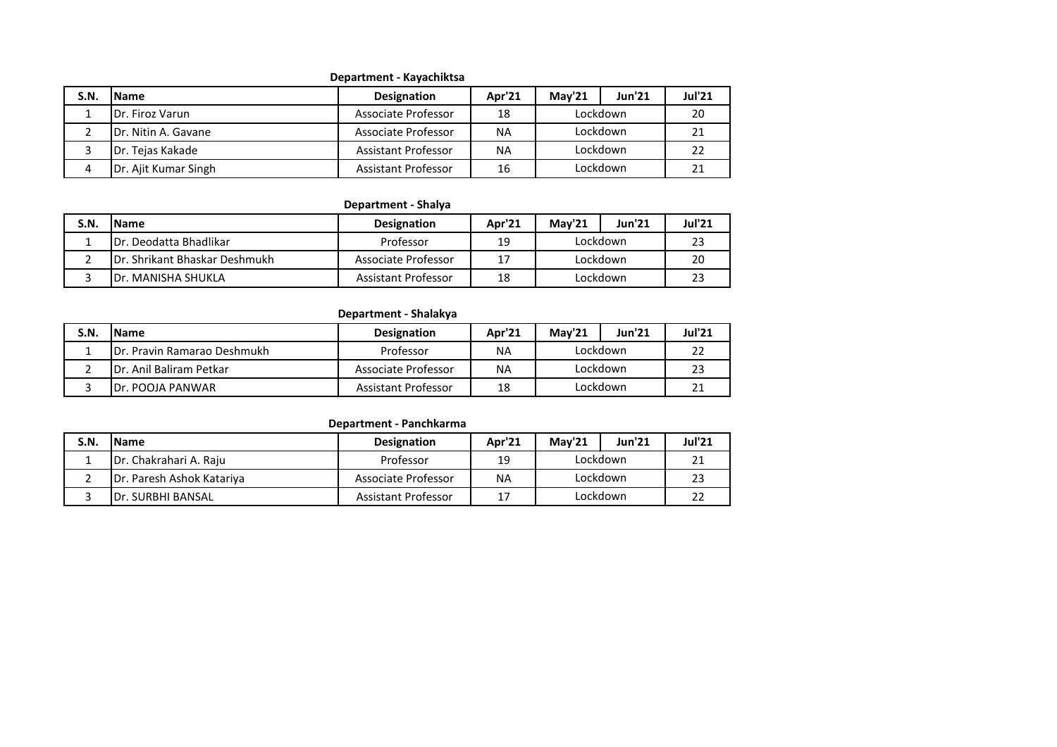**Department - Kayachiktsa**

| S.N. | Name | Designation | Apr'21 | May'21 | Jun'21 | Jul'21 |
|---|---|---|---|---|---|---|
| 1 | Dr. Firoz Varun | Associate Professor | 18 | Lockdown | | 20 |
| 2 | Dr. Nitin A. Gavane | Associate Professor | NA | Lockdown | | 21 |
| 3 | Dr. Tejas Kakade | Assistant Professor | NA | Lockdown | | 22 |
| 4 | Dr. Ajit Kumar Singh | Assistant Professor | 16 | Lockdown | | 21 |

**Department - Shalya**

| S.N. | Name | Designation | Apr'21 | May'21 | Jun'21 | Jul'21 |
|---|---|---|---|---|---|---|
| 1 | Dr. Deodatta Bhadlikar | Professor | 19 | Lockdown | | 23 |
| 2 | Dr. Shrikant Bhaskar Deshmukh | Associate Professor | 17 | Lockdown | | 20 |
| 3 | Dr. MANISHA SHUKLA | Assistant Professor | 18 | Lockdown | | 23 |

**Department - Shalakya**

| S.N. | Name | Designation | Apr'21 | May'21 | Jun'21 | Jul'21 |
|---|---|---|---|---|---|---|
| 1 | Dr. Pravin Ramarao Deshmukh | Professor | NA | Lockdown | | 22 |
| 2 | Dr. Anil Baliram Petkar | Associate Professor | NA | Lockdown | | 23 |
| 3 | Dr. POOJA PANWAR | Assistant Professor | 18 | Lockdown | | 21 |

**Department - Panchkarma**

| S.N. | Name | Designation | Apr'21 | May'21 | Jun'21 | Jul'21 |
|---|---|---|---|---|---|---|
| 1 | Dr. Chakrahari A. Raju | Professor | 19 | Lockdown | | 21 |
| 2 | Dr. Paresh Ashok Katariya | Associate Professor | NA | Lockdown | | 23 |
| 3 | Dr. SURBHI BANSAL | Assistant Professor | 17 | Lockdown | | 22 |